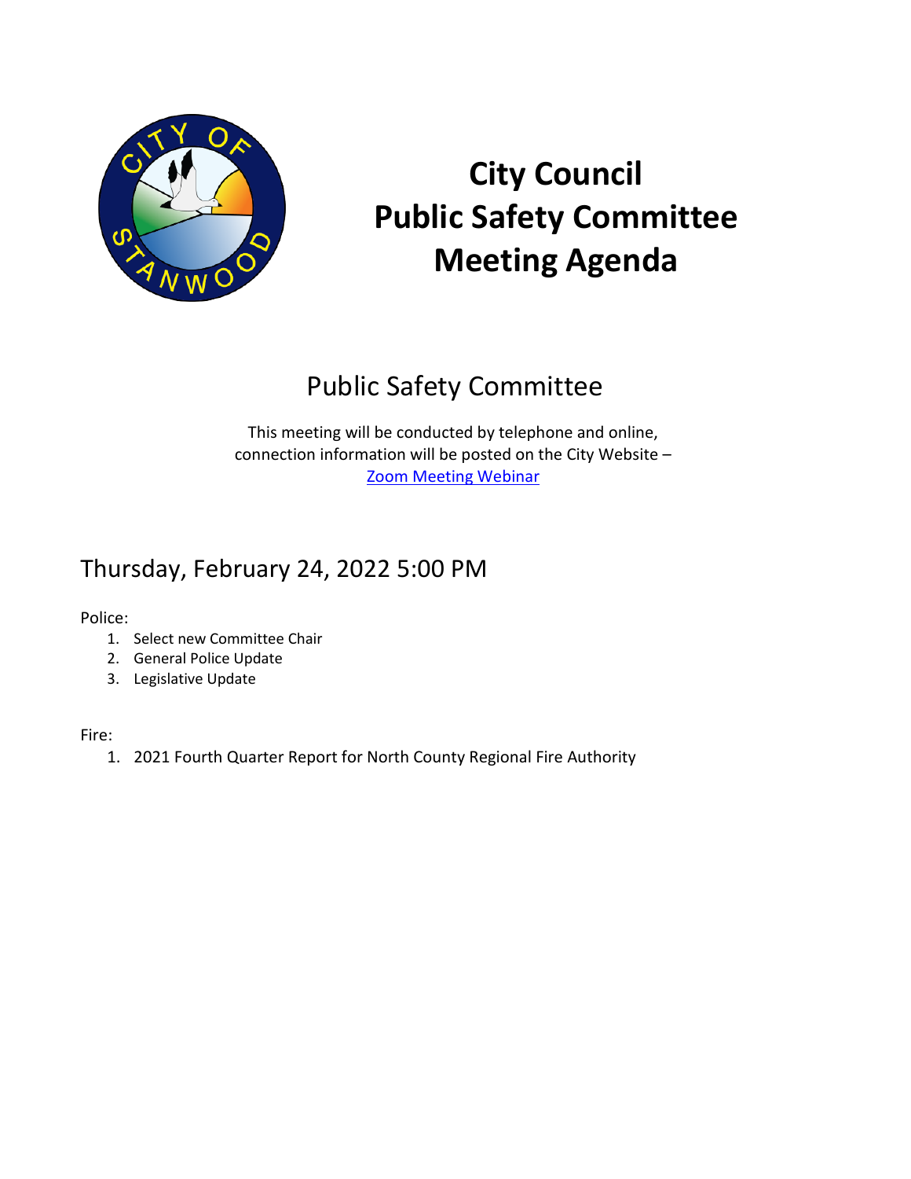# City Council Public Safety Committee Meeting Agenda

## Public Safety Committee

This meeting will be conducted by telephone and online, connection information will be posted on the City Website – [Zoom Meeting Webinar]

## Thursday, February 24, 2022 5:00 PM

Police:

1. Select new Committee Chair
2. General Police Update
3. Legislative Update

Fire:

1. 2021 Fourth Quarter Report for North County Regional Fire Authority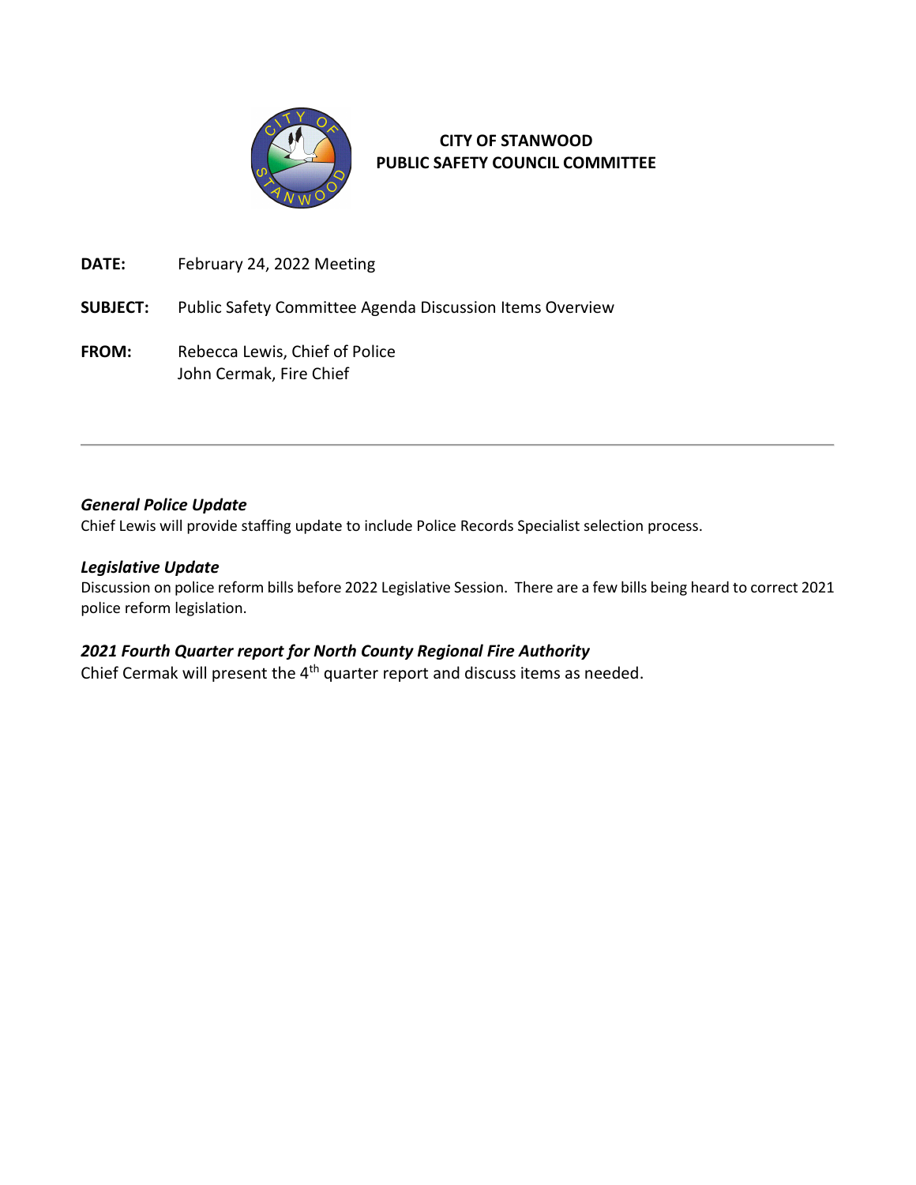**CITY OF STANWOOD**
**PUBLIC SAFETY COUNCIL COMMITTEE**

**DATE:** February 24, 2022 Meeting

**SUBJECT:** Public Safety Committee Agenda Discussion Items Overview

**FROM:** Rebecca Lewis, Chief of Police
John Cermak, Fire Chief

---

### *General Police Update*

Chief Lewis will provide staffing update to include Police Records Specialist selection process.

### *Legislative Update*

Discussion on police reform bills before 2022 Legislative Session. There are a few bills being heard to correct 2021 police reform legislation.

### *2021 Fourth Quarter report for North County Regional Fire Authority*

Chief Cermak will present the 4th quarter report and discuss items as needed.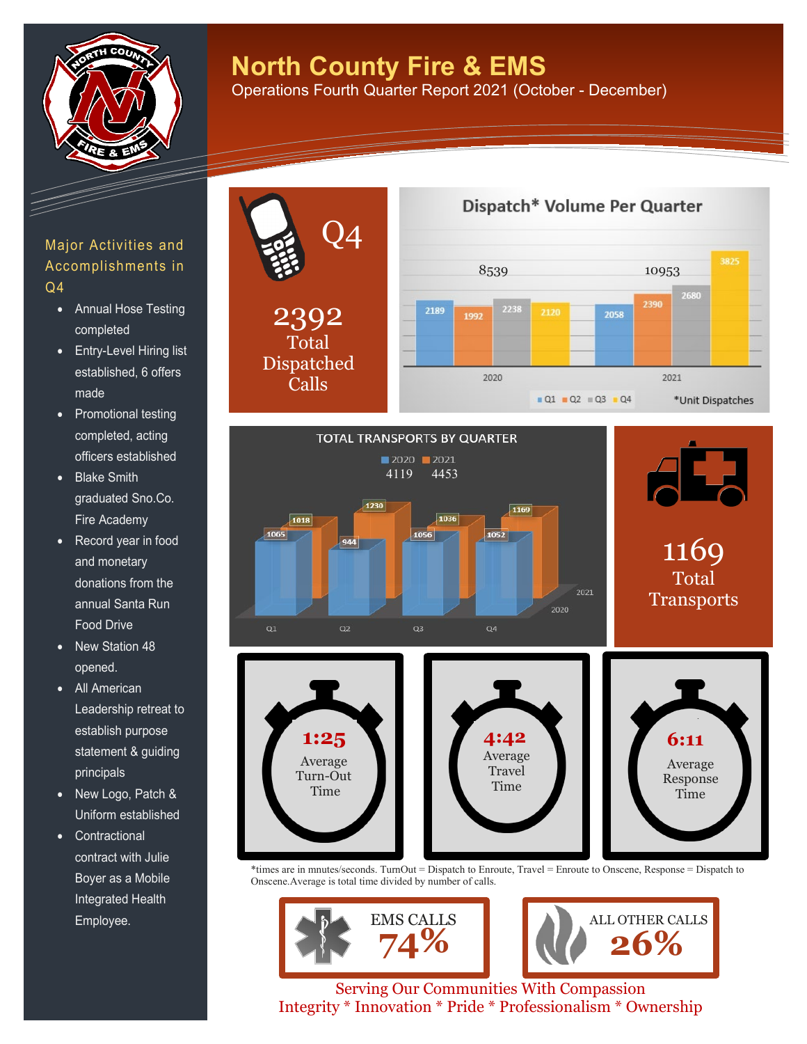# North County Fire & EMS

Operations Fourth Quarter Report 2021 (October - December)

## Major Activities and Accomplishments in Q4

- Annual Hose Testing completed
- Entry-Level Hiring list established, 6 offers made
- Promotional testing completed, acting officers established
- Blake Smith graduated Sno.Co. Fire Academy
- Record year in food and monetary donations from the annual Santa Run Food Drive
- New Station 48 opened.
- All American Leadership retreat to establish purpose statement & guiding principals
- New Logo, Patch & Uniform established
- Contractional contract with Julie Boyer as a Mobile Integrated Health Employee.

## Q4

**2392** Total Dispatched Calls

## Dispatch* Volume Per Quarter

| Year | Q1 | Q2 | Q3 | Q4 | Total |
|---|---|---|---|---|---|
| 2020 | 2189 | 1992 | 2238 | 2120 | 8539 |
| 2021 | 2058 | 2390 | 2680 | 3825 | 10953 |

*Unit Dispatches

## TOTAL TRANSPORTS BY QUARTER

| Year | Q1 | Q2 | Q3 | Q4 | Total |
|---|---|---|---|---|---|
| 2020 | 1065 | 944 | 1056 | 1052 | 4119 |
| 2021 | 1018 | 1230 | 1036 | 1169 | 4453 |

**1169** Total Transports

**1:25** Average Turn-Out Time

**4:42** Average Travel Time

**6:11** Average Response Time

*times are in mnutes/seconds. TurnOut = Dispatch to Enroute, Travel = Enroute to Onscene, Response = Dispatch to Onscene.Average is total time divided by number of calls.

EMS CALLS **74%**

ALL OTHER CALLS **26%**

Serving Our Communities With Compassion

Integrity * Innovation * Pride * Professionalism * Ownership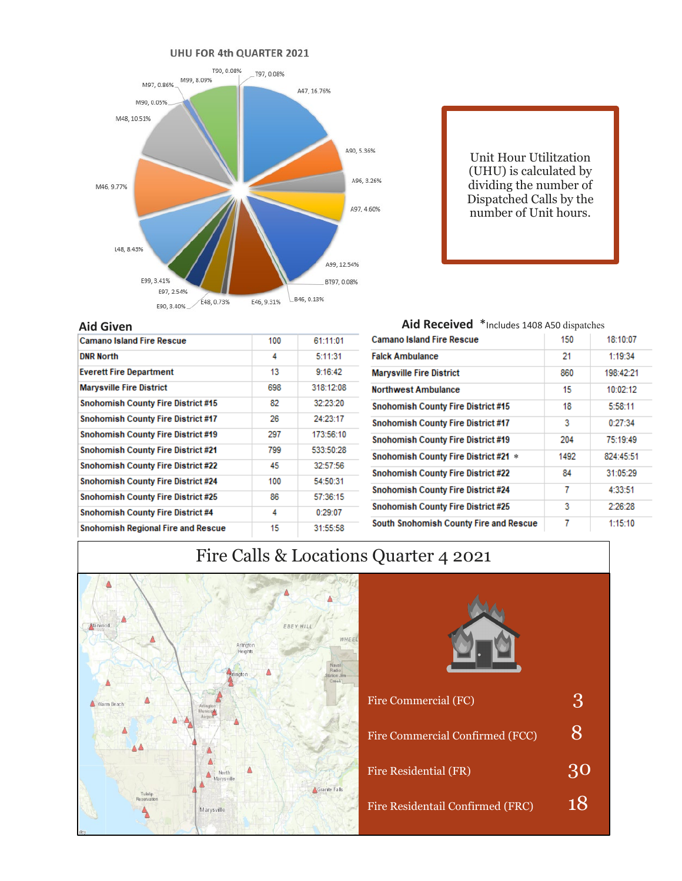## UHU FOR 4th QUARTER 2021

T90, 0.08%; T97, 0.08%; A47, 16.76%; A90, 5.36%; A96, 3.26%; A97, 4.60%; A99, 12.54%; BT97, 0.08%; B46, 0.13%; E46, 9.31%; E48, 0.73%; E90, 3.40%; E97, 2.54%; E99, 3.41%; L48, 8.43%; M46, 9.77%; M48, 10.51%; M90, 0.05%; M97, 0.86%; M99, 8.09%

Unit Hour Utilitzation (UHU) is calculated by dividing the number of Dispatched Calls by the number of Unit hours.

## Aid Given

| Agency | Calls | Time |
|---|---|---|
| Camano Island Fire Rescue | 100 | 61:11:01 |
| DNR North | 4 | 5:11:31 |
| Everett Fire Department | 13 | 9:16:42 |
| Marysville Fire District | 698 | 318:12:08 |
| Snohomish County Fire District #15 | 82 | 32:23:20 |
| Snohomish County Fire District #17 | 26 | 24:23:17 |
| Snohomish County Fire District #19 | 297 | 173:56:10 |
| Snohomish County Fire District #21 | 799 | 533:50:28 |
| Snohomish County Fire District #22 | 45 | 32:57:56 |
| Snohomish County Fire District #24 | 100 | 54:50:31 |
| Snohomish County Fire District #25 | 86 | 57:36:15 |
| Snohomish County Fire District #4 | 4 | 0:29:07 |
| Snohomish Regional Fire and Rescue | 15 | 31:55:58 |

## Aid Received

*Includes 1408 A50 dispatches

| Agency | Calls | Time |
|---|---|---|
| Camano Island Fire Rescue | 150 | 18:10:07 |
| Falck Ambulance | 21 | 1:19:34 |
| Marysville Fire District | 860 | 198:42:21 |
| Northwest Ambulance | 15 | 10:02:12 |
| Snohomish County Fire District #15 | 18 | 5:58:11 |
| Snohomish County Fire District #17 | 3 | 0:27:34 |
| Snohomish County Fire District #19 | 204 | 75:19:49 |
| Snohomish County Fire District #21 * | 1492 | 824:45:51 |
| Snohomish County Fire District #22 | 84 | 31:05:29 |
| Snohomish County Fire District #24 | 7 | 4:33:51 |
| Snohomish County Fire District #25 | 3 | 2:26:28 |
| South Snohomish County Fire and Rescue | 7 | 1:15:10 |

## Fire Calls & Locations Quarter 4 2021

| | |
|---|---|
| Fire Commercial (FC) | 3 |
| Fire Commercial Confirmed (FCC) | 8 |
| Fire Residential (FR) | 30 |
| Fire Residentail Confirmed (FRC) | 18 |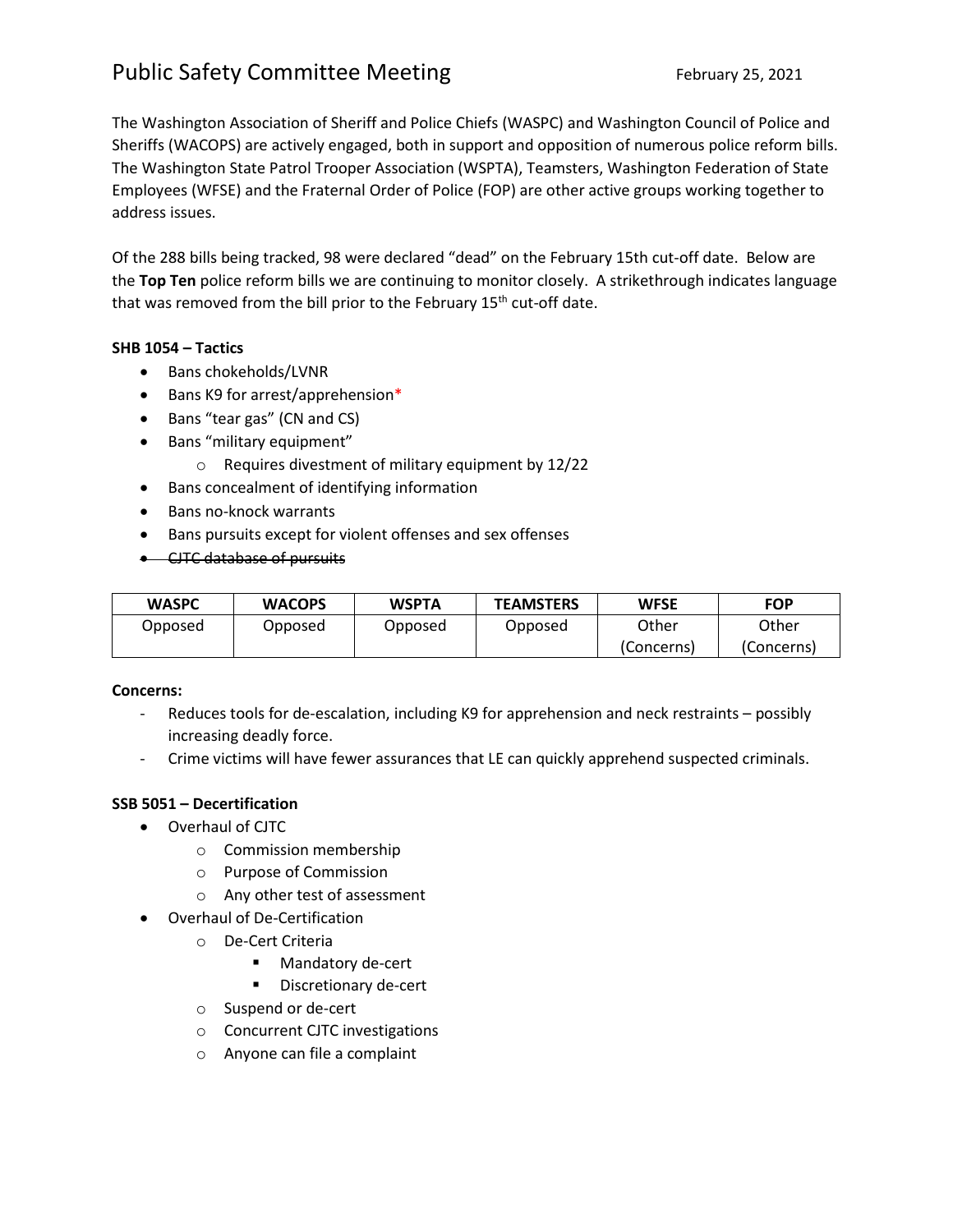# Public Safety Committee Meeting

February 25, 2021

The Washington Association of Sheriff and Police Chiefs (WASPC) and Washington Council of Police and Sheriffs (WACOPS) are actively engaged, both in support and opposition of numerous police reform bills. The Washington State Patrol Trooper Association (WSPTA), Teamsters, Washington Federation of State Employees (WFSE) and the Fraternal Order of Police (FOP) are other active groups working together to address issues.

Of the 288 bills being tracked, 98 were declared "dead" on the February 15th cut-off date. Below are the **Top Ten** police reform bills we are continuing to monitor closely. A strikethrough indicates language that was removed from the bill prior to the February 15th cut-off date.

**SHB 1054 – Tactics**

- Bans chokeholds/LVNR
- Bans K9 for arrest/apprehension*
- Bans "tear gas" (CN and CS)
- Bans "military equipment"
    - Requires divestment of military equipment by 12/22
- Bans concealment of identifying information
- Bans no-knock warrants
- Bans pursuits except for violent offenses and sex offenses
- ~~CJTC database of pursuits~~

| WASPC | WACOPS | WSPTA | TEAMSTERS | WFSE | FOP |
|---|---|---|---|---|---|
| Opposed | Opposed | Opposed | Opposed | Other (Concerns) | Other (Concerns) |

**Concerns:**

- Reduces tools for de-escalation, including K9 for apprehension and neck restraints – possibly increasing deadly force.
- Crime victims will have fewer assurances that LE can quickly apprehend suspected criminals.

**SSB 5051 – Decertification**

- Overhaul of CJTC
    - Commission membership
    - Purpose of Commission
    - Any other test of assessment
- Overhaul of De-Certification
    - De-Cert Criteria
        - Mandatory de-cert
        - Discretionary de-cert
    - Suspend or de-cert
    - Concurrent CJTC investigations
    - Anyone can file a complaint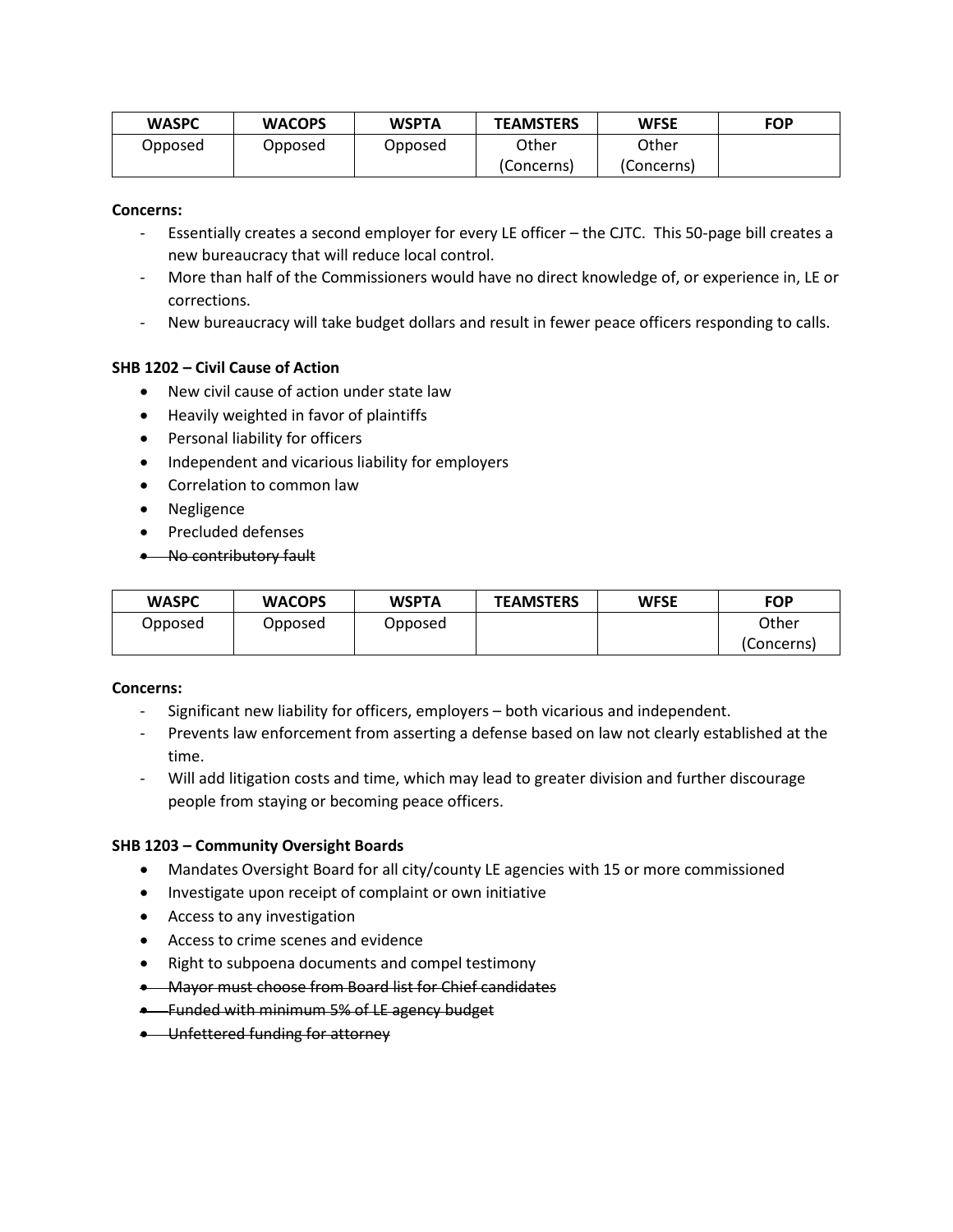| WASPC | WACOPS | WSPTA | TEAMSTERS | WFSE | FOP |
| --- | --- | --- | --- | --- | --- |
| Opposed | Opposed | Opposed | Other (Concerns) | Other (Concerns) | |

**Concerns:**

- Essentially creates a second employer for every LE officer – the CJTC. This 50-page bill creates a new bureaucracy that will reduce local control.
- More than half of the Commissioners would have no direct knowledge of, or experience in, LE or corrections.
- New bureaucracy will take budget dollars and result in fewer peace officers responding to calls.

**SHB 1202 – Civil Cause of Action**

- New civil cause of action under state law
- Heavily weighted in favor of plaintiffs
- Personal liability for officers
- Independent and vicarious liability for employers
- Correlation to common law
- Negligence
- Precluded defenses
- ~~No contributory fault~~

| WASPC | WACOPS | WSPTA | TEAMSTERS | WFSE | FOP |
| --- | --- | --- | --- | --- | --- |
| Opposed | Opposed | Opposed | | | Other (Concerns) |

**Concerns:**

- Significant new liability for officers, employers – both vicarious and independent.
- Prevents law enforcement from asserting a defense based on law not clearly established at the time.
- Will add litigation costs and time, which may lead to greater division and further discourage people from staying or becoming peace officers.

**SHB 1203 – Community Oversight Boards**

- Mandates Oversight Board for all city/county LE agencies with 15 or more commissioned
- Investigate upon receipt of complaint or own initiative
- Access to any investigation
- Access to crime scenes and evidence
- Right to subpoena documents and compel testimony
- ~~Mayor must choose from Board list for Chief candidates~~
- ~~Funded with minimum 5% of LE agency budget~~
- ~~Unfettered funding for attorney~~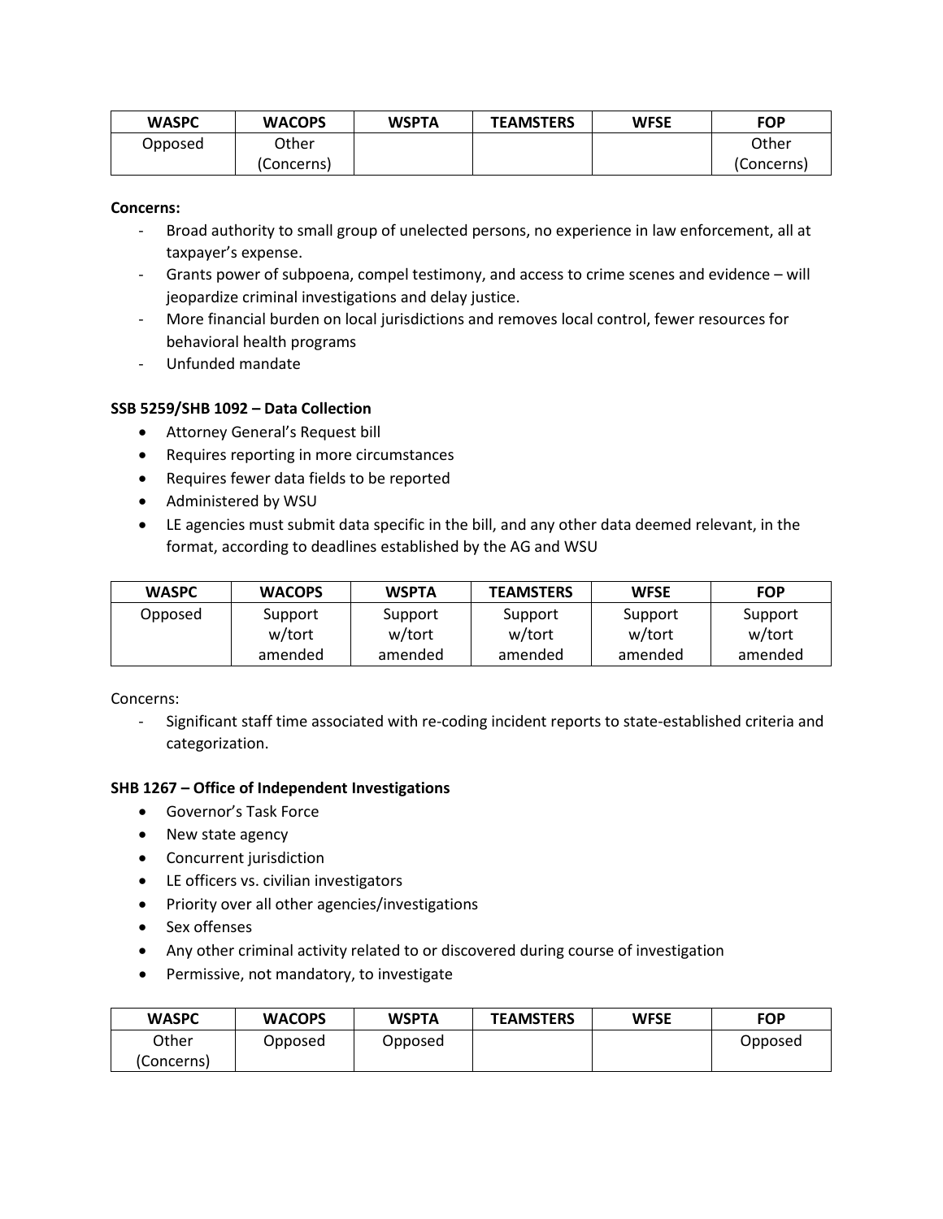| WASPC | WACOPS | WSPTA | TEAMSTERS | WFSE | FOP |
| --- | --- | --- | --- | --- | --- |
| Opposed | Other (Concerns) | | | | Other (Concerns) |

**Concerns:**

- Broad authority to small group of unelected persons, no experience in law enforcement, all at taxpayer's expense.
- Grants power of subpoena, compel testimony, and access to crime scenes and evidence – will jeopardize criminal investigations and delay justice.
- More financial burden on local jurisdictions and removes local control, fewer resources for behavioral health programs
- Unfunded mandate

**SSB 5259/SHB 1092 – Data Collection**

- Attorney General's Request bill
- Requires reporting in more circumstances
- Requires fewer data fields to be reported
- Administered by WSU
- LE agencies must submit data specific in the bill, and any other data deemed relevant, in the format, according to deadlines established by the AG and WSU

| WASPC | WACOPS | WSPTA | TEAMSTERS | WFSE | FOP |
| --- | --- | --- | --- | --- | --- |
| Opposed | Support w/tort amended | Support w/tort amended | Support w/tort amended | Support w/tort amended | Support w/tort amended |

Concerns:

- Significant staff time associated with re-coding incident reports to state-established criteria and categorization.

**SHB 1267 – Office of Independent Investigations**

- Governor's Task Force
- New state agency
- Concurrent jurisdiction
- LE officers vs. civilian investigators
- Priority over all other agencies/investigations
- Sex offenses
- Any other criminal activity related to or discovered during course of investigation
- Permissive, not mandatory, to investigate

| WASPC | WACOPS | WSPTA | TEAMSTERS | WFSE | FOP |
| --- | --- | --- | --- | --- | --- |
| Other (Concerns) | Opposed | Opposed | | | Opposed |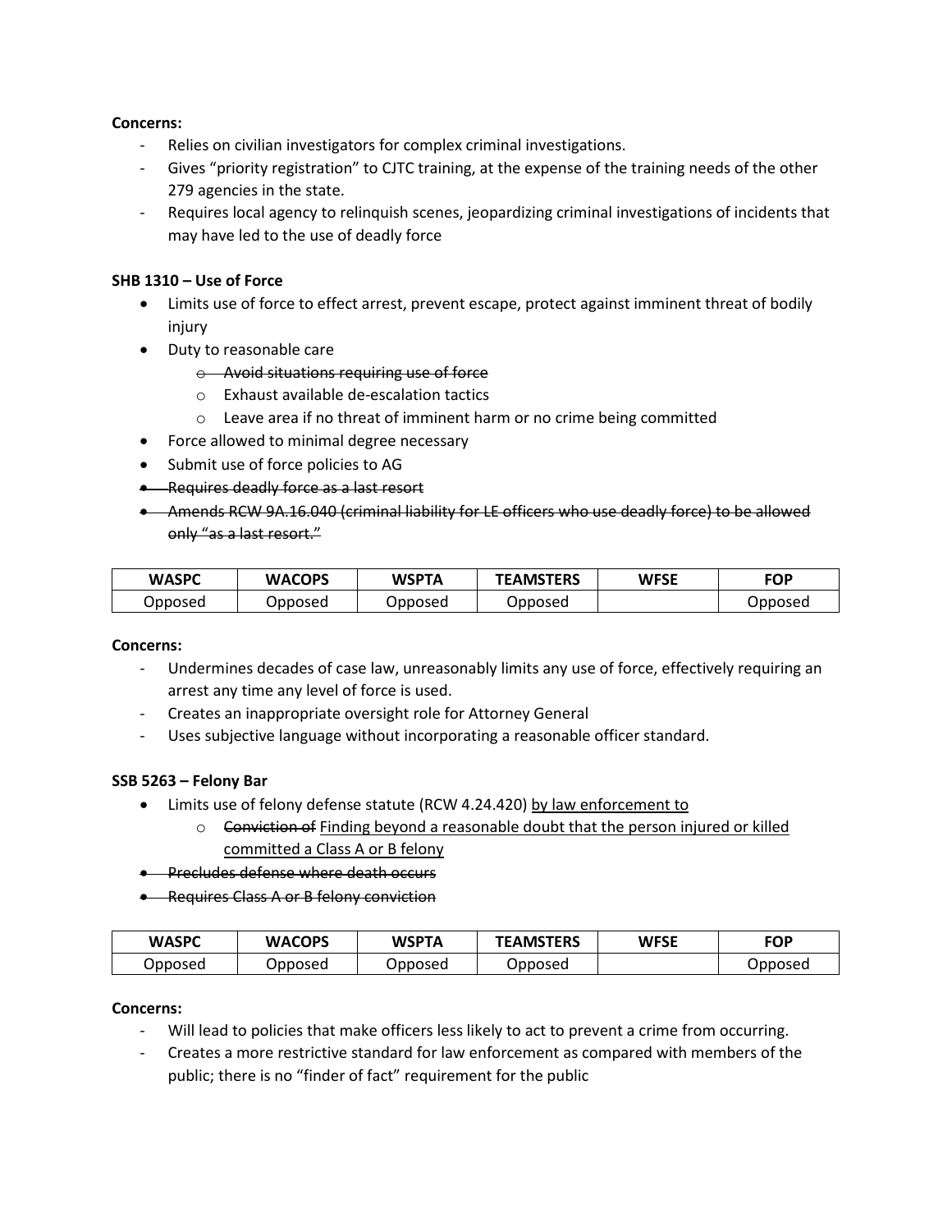**Concerns:**

- Relies on civilian investigators for complex criminal investigations.
- Gives "priority registration" to CJTC training, at the expense of the training needs of the other 279 agencies in the state.
- Requires local agency to relinquish scenes, jeopardizing criminal investigations of incidents that may have led to the use of deadly force

**SHB 1310 – Use of Force**

- Limits use of force to effect arrest, prevent escape, protect against imminent threat of bodily injury
- Duty to reasonable care
  - ~~Avoid situations requiring use of force~~
  - Exhaust available de-escalation tactics
  - Leave area if no threat of imminent harm or no crime being committed
- Force allowed to minimal degree necessary
- Submit use of force policies to AG
- ~~Requires deadly force as a last resort~~
- ~~Amends RCW 9A.16.040 (criminal liability for LE officers who use deadly force) to be allowed only "as a last resort."~~

| WASPC | WACOPS | WSPTA | TEAMSTERS | WFSE | FOP |
|---|---|---|---|---|---|
| Opposed | Opposed | Opposed | Opposed | | Opposed |

**Concerns:**

- Undermines decades of case law, unreasonably limits any use of force, effectively requiring an arrest any time any level of force is used.
- Creates an inappropriate oversight role for Attorney General
- Uses subjective language without incorporating a reasonable officer standard.

**SSB 5263 – Felony Bar**

- Limits use of felony defense statute (RCW 4.24.420) <u>by law enforcement to</u>
  - ~~Conviction of~~ <u>Finding beyond a reasonable doubt that the person injured or killed committed a Class A or B felony</u>
- ~~Precludes defense where death occurs~~
- ~~Requires Class A or B felony conviction~~

| WASPC | WACOPS | WSPTA | TEAMSTERS | WFSE | FOP |
|---|---|---|---|---|---|
| Opposed | Opposed | Opposed | Opposed | | Opposed |

**Concerns:**

- Will lead to policies that make officers less likely to act to prevent a crime from occurring.
- Creates a more restrictive standard for law enforcement as compared with members of the public; there is no "finder of fact" requirement for the public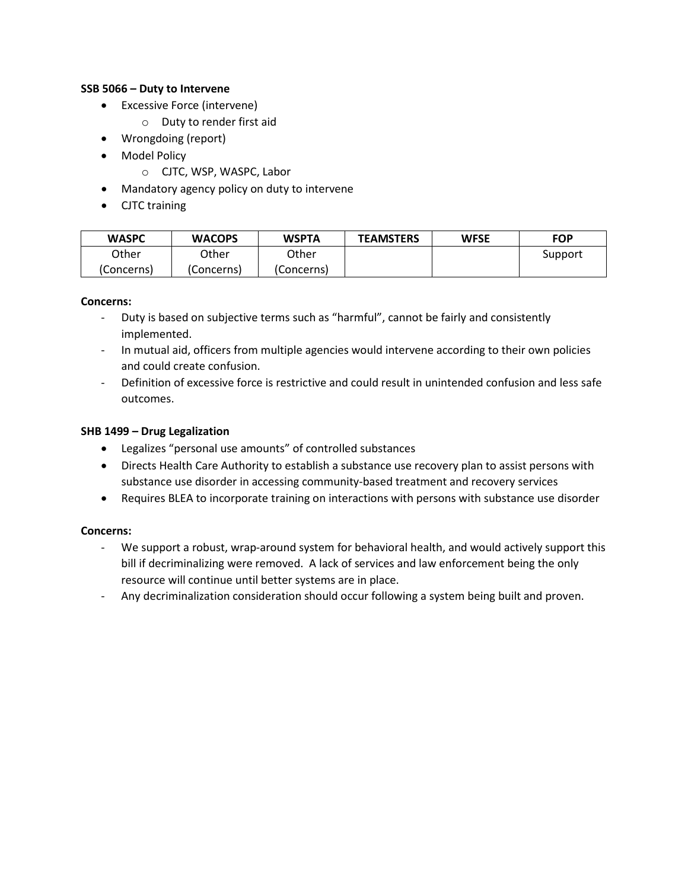**SSB 5066 – Duty to Intervene**

- Excessive Force (intervene)
  - Duty to render first aid
- Wrongdoing (report)
- Model Policy
  - CJTC, WSP, WASPC, Labor
- Mandatory agency policy on duty to intervene
- CJTC training

| WASPC | WACOPS | WSPTA | TEAMSTERS | WFSE | FOP |
|---|---|---|---|---|---|
| Other (Concerns) | Other (Concerns) | Other (Concerns) | | | Support |

**Concerns:**

- Duty is based on subjective terms such as "harmful", cannot be fairly and consistently implemented.
- In mutual aid, officers from multiple agencies would intervene according to their own policies and could create confusion.
- Definition of excessive force is restrictive and could result in unintended confusion and less safe outcomes.

**SHB 1499 – Drug Legalization**

- Legalizes "personal use amounts" of controlled substances
- Directs Health Care Authority to establish a substance use recovery plan to assist persons with substance use disorder in accessing community-based treatment and recovery services
- Requires BLEA to incorporate training on interactions with persons with substance use disorder

**Concerns:**

- We support a robust, wrap-around system for behavioral health, and would actively support this bill if decriminalizing were removed. A lack of services and law enforcement being the only resource will continue until better systems are in place.
- Any decriminalization consideration should occur following a system being built and proven.